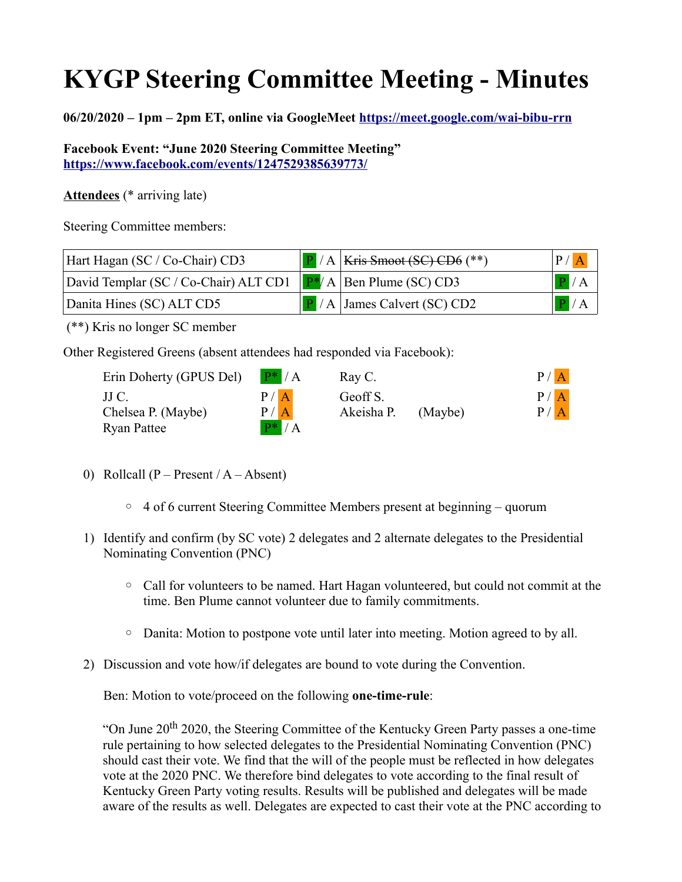# KYGP Steering Committee Meeting - Minutes

**06/20/2020 – 1pm – 2pm ET, online via GoogleMeet [https://meet.google.com/wai-bibu-rrn](https://meet.google.com/wai-bibu-rrn)**

**Facebook Event: "June 2020 Steering Committee Meeting"**
**[https://www.facebook.com/events/1247529385639773/](https://www.facebook.com/events/1247529385639773/)**

**Attendees** (* arriving late)

Steering Committee members:

| | | | |
|---|---|---|---|
| Hart Hagan (SC / Co-Chair) CD3 | P / A | ~~Kris Smoot (SC) CD6~~ (**) | P / A |
| David Templar (SC / Co-Chair) ALT CD1 | P* / A | Ben Plume (SC) CD3 | P / A |
| Danita Hines (SC) ALT CD5 | P / A | James Calvert (SC) CD2 | P / A |

(**) Kris no longer SC member

Other Registered Greens (absent attendees had responded via Facebook):

| | | | |
|---|---|---|---|
| Erin Doherty (GPUS Del) | P* / A | Ray C. | P / A |
| JJ C. | P / A | Geoff S. | P / A |
| Chelsea P. (Maybe) | P / A | Akeisha P. (Maybe) | P / A |
| Ryan Pattee | P* / A | | |

0) Rollcall (P – Present / A – Absent)
   - 4 of 6 current Steering Committee Members present at beginning – quorum

1) Identify and confirm (by SC vote) 2 delegates and 2 alternate delegates to the Presidential Nominating Convention (PNC)
   - Call for volunteers to be named. Hart Hagan volunteered, but could not commit at the time. Ben Plume cannot volunteer due to family commitments.
   - Danita: Motion to postpone vote until later into meeting. Motion agreed to by all.

2) Discussion and vote how/if delegates are bound to vote during the Convention.

   Ben: Motion to vote/proceed on the following **one-time-rule**:

   "On June 20th 2020, the Steering Committee of the Kentucky Green Party passes a one-time rule pertaining to how selected delegates to the Presidential Nominating Convention (PNC) should cast their vote. We find that the will of the people must be reflected in how delegates vote at the 2020 PNC. We therefore bind delegates to vote according to the final result of Kentucky Green Party voting results. Results will be published and delegates will be made aware of the results as well. Delegates are expected to cast their vote at the PNC according to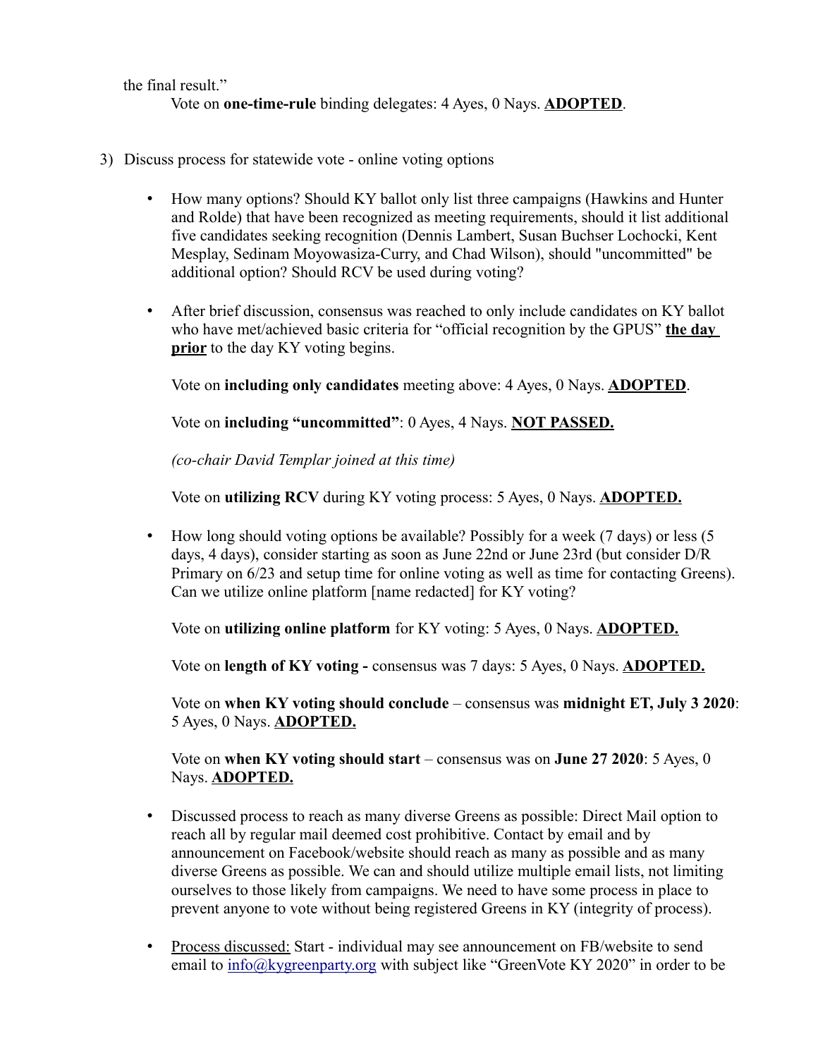the final result."

Vote on **one-time-rule** binding delegates: 4 Ayes, 0 Nays. **ADOPTED**.

3) Discuss process for statewide vote - online voting options

- How many options? Should KY ballot only list three campaigns (Hawkins and Hunter and Rolde) that have been recognized as meeting requirements, should it list additional five candidates seeking recognition (Dennis Lambert, Susan Buchser Lochocki, Kent Mesplay, Sedinam Moyowasiza-Curry, and Chad Wilson), should "uncommitted" be additional option? Should RCV be used during voting?

- After brief discussion, consensus was reached to only include candidates on KY ballot who have met/achieved basic criteria for "official recognition by the GPUS" **the day prior** to the day KY voting begins.

  Vote on **including only candidates** meeting above: 4 Ayes, 0 Nays. **ADOPTED**.

  Vote on **including "uncommitted"**: 0 Ayes, 4 Nays. **NOT PASSED.**

  *(co-chair David Templar joined at this time)*

  Vote on **utilizing RCV** during KY voting process: 5 Ayes, 0 Nays. **ADOPTED.**

- How long should voting options be available? Possibly for a week (7 days) or less (5 days, 4 days), consider starting as soon as June 22nd or June 23rd (but consider D/R Primary on 6/23 and setup time for online voting as well as time for contacting Greens). Can we utilize online platform [name redacted] for KY voting?

  Vote on **utilizing online platform** for KY voting: 5 Ayes, 0 Nays. **ADOPTED.**

  Vote on **length of KY voting -** consensus was 7 days: 5 Ayes, 0 Nays. **ADOPTED.**

  Vote on **when KY voting should conclude** – consensus was **midnight ET, July 3 2020**: 5 Ayes, 0 Nays. **ADOPTED.**

  Vote on **when KY voting should start** – consensus was on **June 27 2020**: 5 Ayes, 0 Nays. **ADOPTED.**

- Discussed process to reach as many diverse Greens as possible: Direct Mail option to reach all by regular mail deemed cost prohibitive. Contact by email and by announcement on Facebook/website should reach as many as possible and as many diverse Greens as possible. We can and should utilize multiple email lists, not limiting ourselves to those likely from campaigns. We need to have some process in place to prevent anyone to vote without being registered Greens in KY (integrity of process).

- Process discussed: Start - individual may see announcement on FB/website to send email to info@kygreenparty.org with subject like "GreenVote KY 2020" in order to be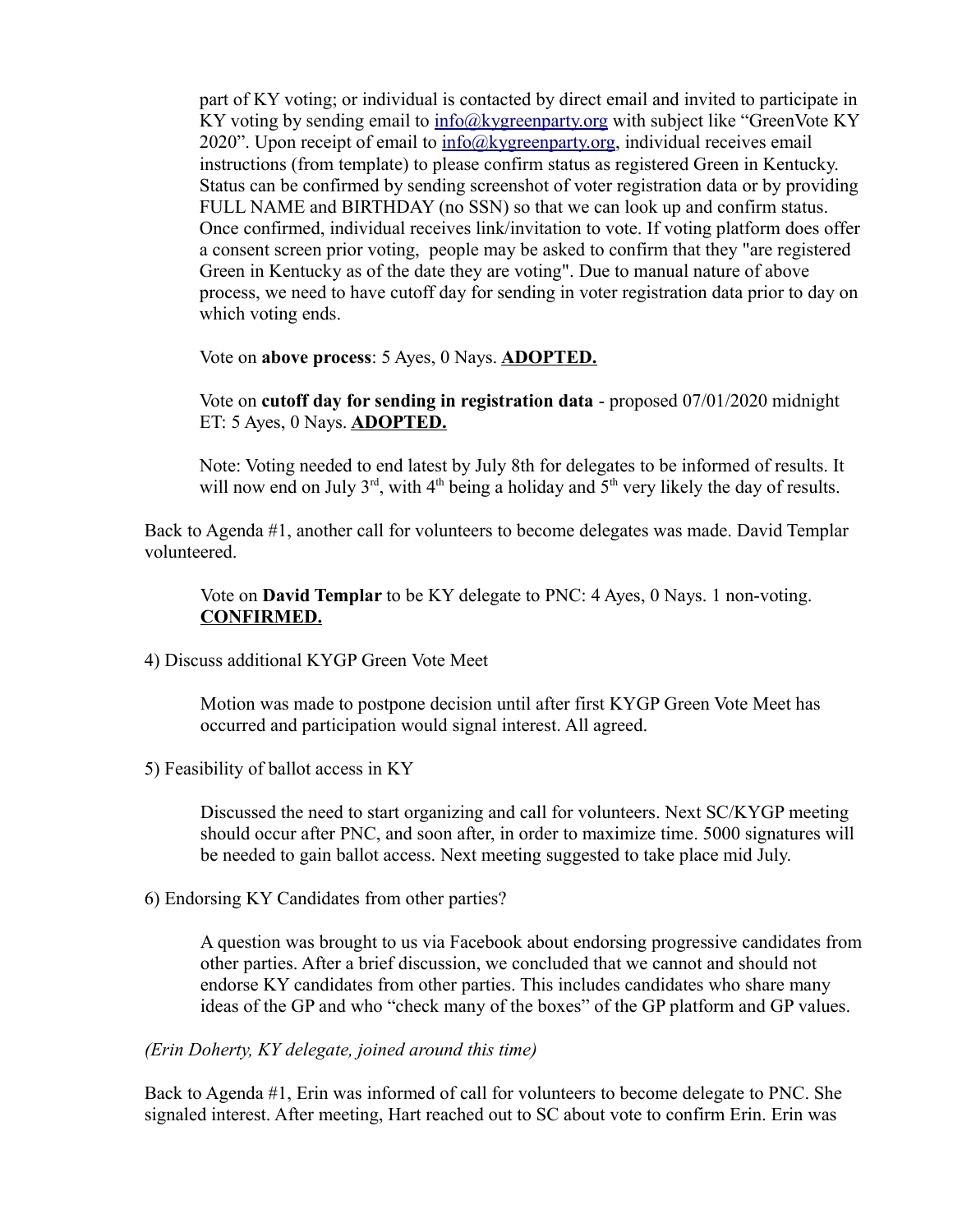part of KY voting; or individual is contacted by direct email and invited to participate in KY voting by sending email to [info@kygreenparty.org](mailto:info@kygreenparty.org) with subject like "GreenVote KY 2020". Upon receipt of email to [info@kygreenparty.org](mailto:info@kygreenparty.org), individual receives email instructions (from template) to please confirm status as registered Green in Kentucky. Status can be confirmed by sending screenshot of voter registration data or by providing FULL NAME and BIRTHDAY (no SSN) so that we can look up and confirm status. Once confirmed, individual receives link/invitation to vote. If voting platform does offer a consent screen prior voting, people may be asked to confirm that they "are registered Green in Kentucky as of the date they are voting". Due to manual nature of above process, we need to have cutoff day for sending in voter registration data prior to day on which voting ends.

Vote on **above process**: 5 Ayes, 0 Nays. **ADOPTED.**

Vote on **cutoff day for sending in registration data** - proposed 07/01/2020 midnight ET: 5 Ayes, 0 Nays. **ADOPTED.**

Note: Voting needed to end latest by July 8th for delegates to be informed of results. It will now end on July 3rd, with 4th being a holiday and 5th very likely the day of results.

Back to Agenda #1, another call for volunteers to become delegates was made. David Templar volunteered.

Vote on **David Templar** to be KY delegate to PNC: 4 Ayes, 0 Nays. 1 non-voting. **CONFIRMED.**

4) Discuss additional KYGP Green Vote Meet

Motion was made to postpone decision until after first KYGP Green Vote Meet has occurred and participation would signal interest. All agreed.

5) Feasibility of ballot access in KY

Discussed the need to start organizing and call for volunteers. Next SC/KYGP meeting should occur after PNC, and soon after, in order to maximize time. 5000 signatures will be needed to gain ballot access. Next meeting suggested to take place mid July.

6) Endorsing KY Candidates from other parties?

A question was brought to us via Facebook about endorsing progressive candidates from other parties. After a brief discussion, we concluded that we cannot and should not endorse KY candidates from other parties. This includes candidates who share many ideas of the GP and who "check many of the boxes" of the GP platform and GP values.

*(Erin Doherty, KY delegate, joined around this time)*

Back to Agenda #1, Erin was informed of call for volunteers to become delegate to PNC. She signaled interest. After meeting, Hart reached out to SC about vote to confirm Erin. Erin was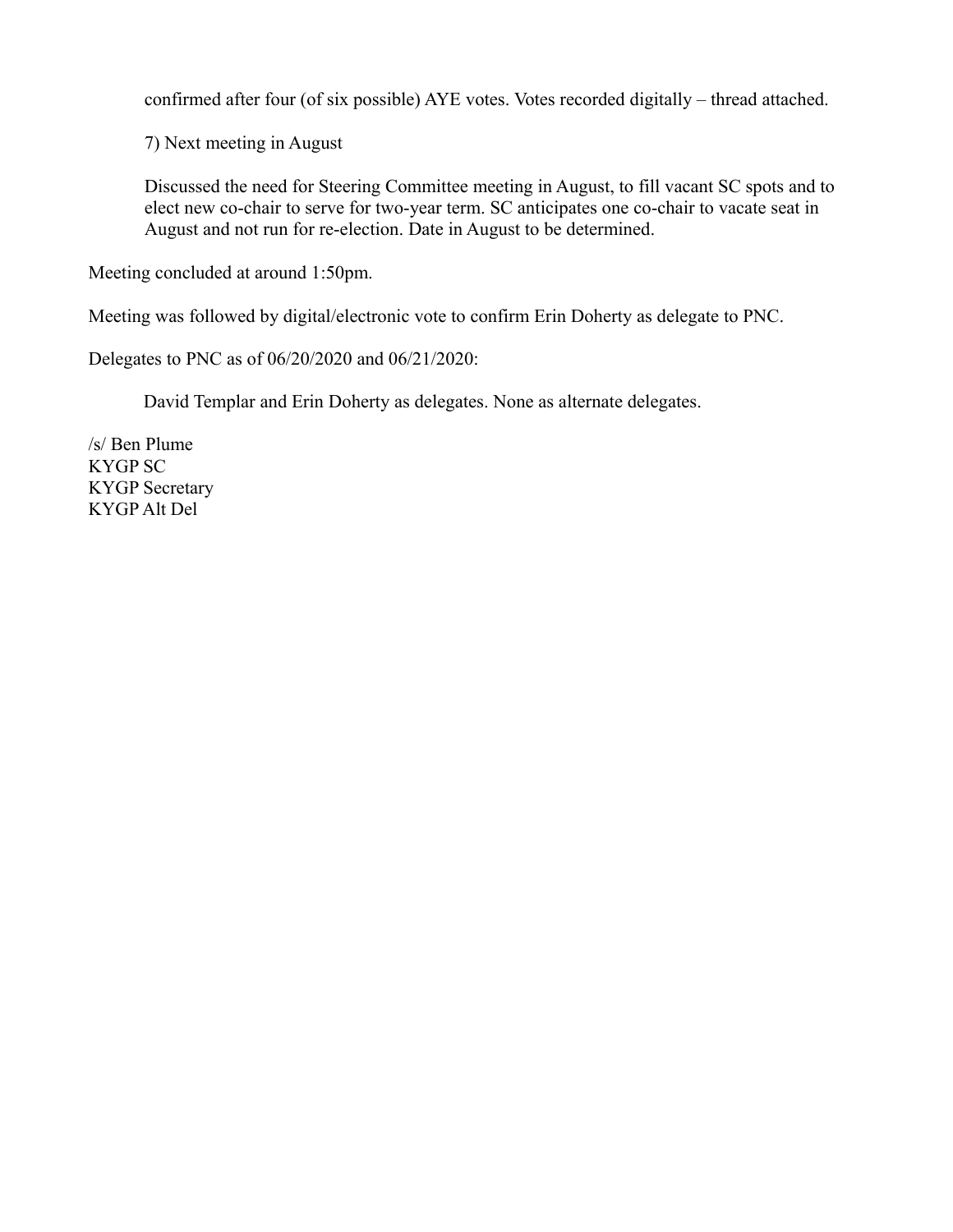confirmed after four (of six possible) AYE votes. Votes recorded digitally – thread attached.

7) Next meeting in August

Discussed the need for Steering Committee meeting in August, to fill vacant SC spots and to elect new co-chair to serve for two-year term. SC anticipates one co-chair to vacate seat in August and not run for re-election. Date in August to be determined.

Meeting concluded at around 1:50pm.

Meeting was followed by digital/electronic vote to confirm Erin Doherty as delegate to PNC.

Delegates to PNC as of 06/20/2020 and 06/21/2020:

David Templar and Erin Doherty as delegates. None as alternate delegates.

/s/ Ben Plume
KYGP SC
KYGP Secretary
KYGP Alt Del